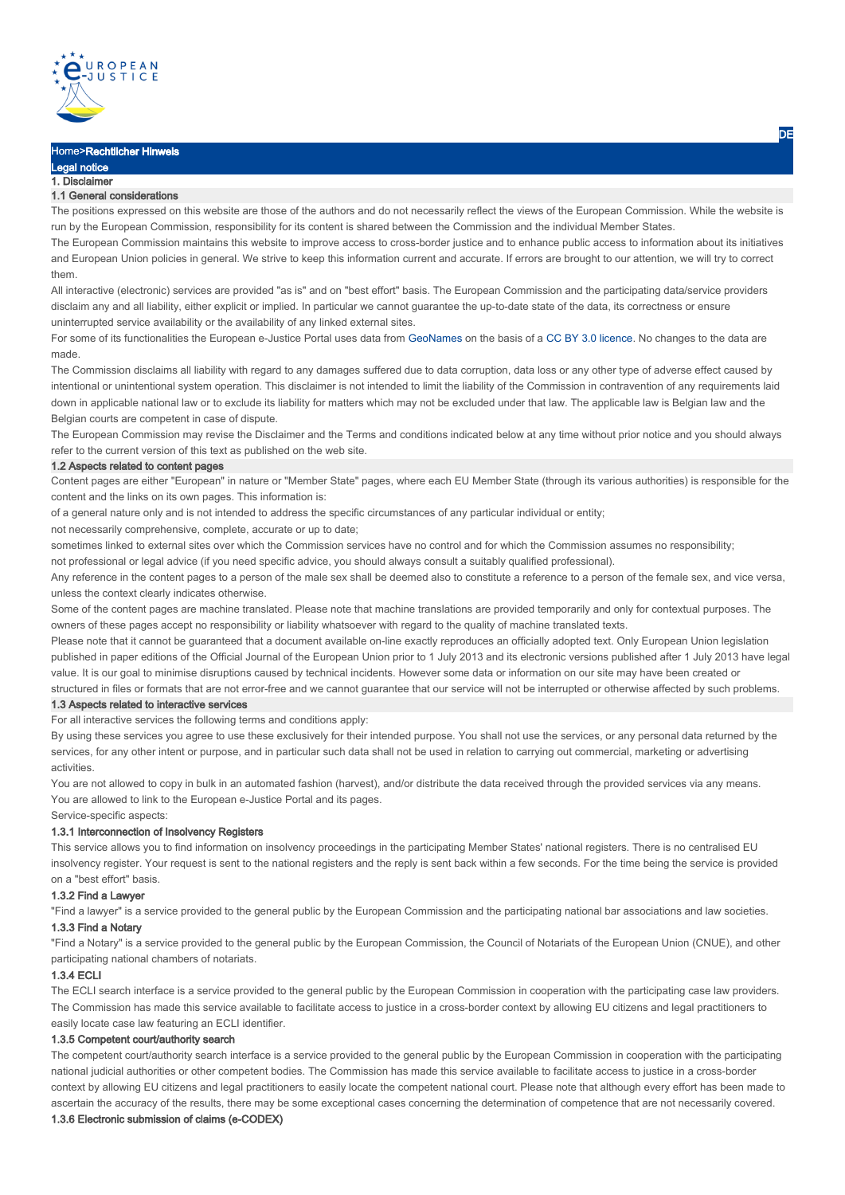Home>Rechtlicher Hinweis

# Legal notice

## 1. Disclaimer

### 1.1 General considerations

The positions expressed on this website are those of the authors and do not necessarily reflect the views of the European Commission. While the website is run by the European Commission, responsibility for its content is shared between the Commission and the individual Member States.

The European Commission maintains this website to improve access to cross-border justice and to enhance public access to information about its initiatives and European Union policies in general. We strive to keep this information current and accurate. If errors are brought to our attention, we will try to correct them.

All interactive (electronic) services are provided "as is" and on "best effort" basis. The European Commission and the participating data/service providers disclaim any and all liability, either explicit or implied. In particular we cannot guarantee the up-to-date state of the data, its correctness or ensure uninterrupted service availability or the availability of any linked external sites.

For some of its functionalities the European e-Justice Portal uses data from GeoNames on the basis of a CC BY 3.0 licence. No changes to the data are made.

The Commission disclaims all liability with regard to any damages suffered due to data corruption, data loss or any other type of adverse effect caused by intentional or unintentional system operation. This disclaimer is not intended to limit the liability of the Commission in contravention of any requirements laid down in applicable national law or to exclude its liability for matters which may not be excluded under that law. The applicable law is Belgian law and the Belgian courts are competent in case of dispute.

The European Commission may revise the Disclaimer and the Terms and conditions indicated below at any time without prior notice and you should always refer to the current version of this text as published on the web site.

### 1.2 Aspects related to content pages

Content pages are either "European" in nature or "Member State" pages, where each EU Member State (through its various authorities) is responsible for the content and the links on its own pages. This information is:

of a general nature only and is not intended to address the specific circumstances of any particular individual or entity;

not necessarily comprehensive, complete, accurate or up to date;

sometimes linked to external sites over which the Commission services have no control and for which the Commission assumes no responsibility;

not professional or legal advice (if you need specific advice, you should always consult a suitably qualified professional).

Any reference in the content pages to a person of the male sex shall be deemed also to constitute a reference to a person of the female sex, and vice versa, unless the context clearly indicates otherwise.

Some of the content pages are machine translated. Please note that machine translations are provided temporarily and only for contextual purposes. The owners of these pages accept no responsibility or liability whatsoever with regard to the quality of machine translated texts.

Please note that it cannot be guaranteed that a document available on-line exactly reproduces an officially adopted text. Only European Union legislation published in paper editions of the Official Journal of the European Union prior to 1 July 2013 and its electronic versions published after 1 July 2013 have legal value. It is our goal to minimise disruptions caused by technical incidents. However some data or information on our site may have been created or structured in files or formats that are not error-free and we cannot guarantee that our service will not be interrupted or otherwise affected by such problems.

### 1.3 Aspects related to interactive services

For all interactive services the following terms and conditions apply:

By using these services you agree to use these exclusively for their intended purpose. You shall not use the services, or any personal data returned by the services, for any other intent or purpose, and in particular such data shall not be used in relation to carrying out commercial, marketing or advertising activities.

You are not allowed to copy in bulk in an automated fashion (harvest), and/or distribute the data received through the provided services via any means.

You are allowed to link to the European e-Justice Portal and its pages.

Service-specific aspects:

#### 1.3.1 Interconnection of Insolvency Registers

This service allows you to find information on insolvency proceedings in the participating Member States' national registers. There is no centralised EU insolvency register. Your request is sent to the national registers and the reply is sent back within a few seconds. For the time being the service is provided on a "best effort" basis.

#### 1.3.2 Find a Lawyer

"Find a lawyer" is a service provided to the general public by the European Commission and the participating national bar associations and law societies.

#### 1.3.3 Find a Notary

"Find a Notary" is a service provided to the general public by the European Commission, the Council of Notariats of the European Union (CNUE), and other participating national chambers of notariats.

#### 1.3.4 ECLI

The ECLI search interface is a service provided to the general public by the European Commission in cooperation with the participating case law providers. The Commission has made this service available to facilitate access to justice in a cross-border context by allowing EU citizens and legal practitioners to easily locate case law featuring an ECLI identifier.

#### 1.3.5 Competent court/authority search

The competent court/authority search interface is a service provided to the general public by the European Commission in cooperation with the participating national judicial authorities or other competent bodies. The Commission has made this service available to facilitate access to justice in a cross-border context by allowing EU citizens and legal practitioners to easily locate the competent national court. Please note that although every effort has been made to ascertain the accuracy of the results, there may be some exceptional cases concerning the determination of competence that are not necessarily covered.

#### 1.3.6 Electronic submission of claims (e-CODEX)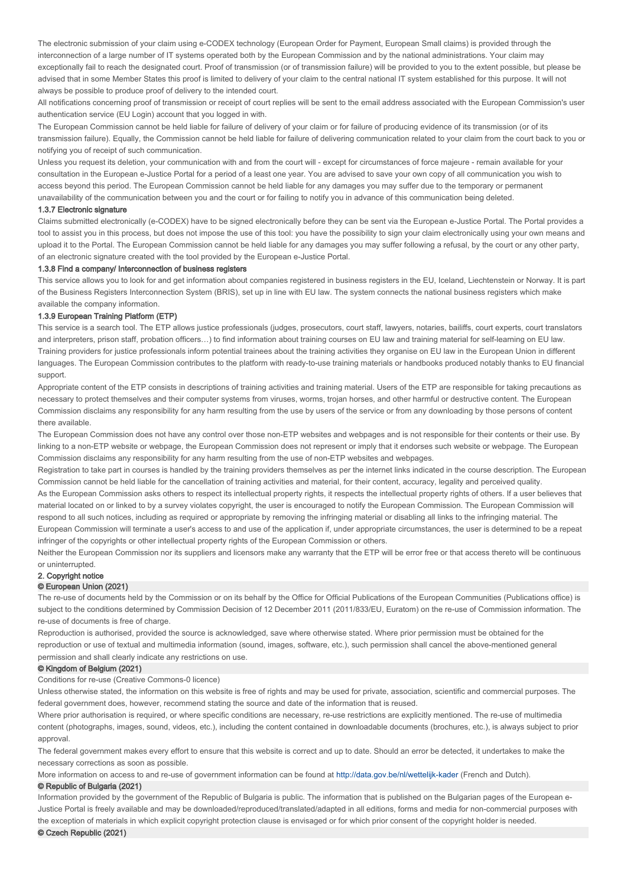The electronic submission of your claim using e-CODEX technology (European Order for Payment, European Small claims) is provided through the interconnection of a large number of IT systems operated both by the European Commission and by the national administrations. Your claim may exceptionally fail to reach the designated court. Proof of transmission (or of transmission failure) will be provided to you to the extent possible, but please be advised that in some Member States this proof is limited to delivery of your claim to the central national IT system established for this purpose. It will not always be possible to produce proof of delivery to the intended court.

All notifications concerning proof of transmission or receipt of court replies will be sent to the email address associated with the European Commission's user authentication service (EU Login) account that you logged in with.

The European Commission cannot be held liable for failure of delivery of your claim or for failure of producing evidence of its transmission (or of its transmission failure). Equally, the Commission cannot be held liable for failure of delivering communication related to your claim from the court back to you or notifying you of receipt of such communication.

Unless you request its deletion, your communication with and from the court will - except for circumstances of force majeure - remain available for your consultation in the European e-Justice Portal for a period of a least one year. You are advised to save your own copy of all communication you wish to access beyond this period. The European Commission cannot be held liable for any damages you may suffer due to the temporary or permanent unavailability of the communication between you and the court or for failing to notify you in advance of this communication being deleted.

#### 1.3.7 Electronic signature

Claims submitted electronically (e-CODEX) have to be signed electronically before they can be sent via the European e-Justice Portal. The Portal provides a tool to assist you in this process, but does not impose the use of this tool: you have the possibility to sign your claim electronically using your own means and upload it to the Portal. The European Commission cannot be held liable for any damages you may suffer following a refusal, by the court or any other party, of an electronic signature created with the tool provided by the European e-Justice Portal.

#### 1.3.8 Find a company/ Interconnection of business registers

This service allows you to look for and get information about companies registered in business registers in the EU, Iceland, Liechtenstein or Norway. It is part of the Business Registers Interconnection System (BRIS), set up in line with EU law. The system connects the national business registers which make available the company information.

#### 1.3.9 European Training Platform (ETP)

This service is a search tool. The ETP allows justice professionals (judges, prosecutors, court staff, lawyers, notaries, bailiffs, court experts, court translators and interpreters, prison staff, probation officers…) to find information about training courses on EU law and training material for self-learning on EU law. Training providers for justice professionals inform potential trainees about the training activities they organise on EU law in the European Union in different languages. The European Commission contributes to the platform with ready-to-use training materials or handbooks produced notably thanks to EU financial support.

Appropriate content of the ETP consists in descriptions of training activities and training material. Users of the ETP are responsible for taking precautions as necessary to protect themselves and their computer systems from viruses, worms, trojan horses, and other harmful or destructive content. The European Commission disclaims any responsibility for any harm resulting from the use by users of the service or from any downloading by those persons of content there available.

The European Commission does not have any control over those non-ETP websites and webpages and is not responsible for their contents or their use. By linking to a non-ETP website or webpage, the European Commission does not represent or imply that it endorses such website or webpage. The European Commission disclaims any responsibility for any harm resulting from the use of non-ETP websites and webpages.

Registration to take part in courses is handled by the training providers themselves as per the internet links indicated in the course description. The European Commission cannot be held liable for the cancellation of training activities and material, for their content, accuracy, legality and perceived quality.

As the European Commission asks others to respect its intellectual property rights, it respects the intellectual property rights of others. If a user believes that material located on or linked to by a survey violates copyright, the user is encouraged to notify the European Commission. The European Commission will respond to all such notices, including as required or appropriate by removing the infringing material or disabling all links to the infringing material. The European Commission will terminate a user's access to and use of the application if, under appropriate circumstances, the user is determined to be a repeat infringer of the copyrights or other intellectual property rights of the European Commission or others.

Neither the European Commission nor its suppliers and licensors make any warranty that the ETP will be error free or that access thereto will be continuous or uninterrupted.

## 2. Copyright notice

### © European Union (2021)

The re-use of documents held by the Commission or on its behalf by the Office for Official Publications of the European Communities (Publications office) is subject to the conditions determined by Commission Decision of 12 December 2011 (2011/833/EU, Euratom) on the re-use of Commission information. The re-use of documents is free of charge.

Reproduction is authorised, provided the source is acknowledged, save where otherwise stated. Where prior permission must be obtained for the reproduction or use of textual and multimedia information (sound, images, software, etc.), such permission shall cancel the above-mentioned general permission and shall clearly indicate any restrictions on use.

### © Kingdom of Belgium (2021)

Conditions for re-use (Creative Commons-0 licence)

Unless otherwise stated, the information on this website is free of rights and may be used for private, association, scientific and commercial purposes. The federal government does, however, recommend stating the source and date of the information that is reused.

Where prior authorisation is required, or where specific conditions are necessary, re-use restrictions are explicitly mentioned. The re-use of multimedia content (photographs, images, sound, videos, etc.), including the content contained in downloadable documents (brochures, etc.), is always subject to prior approval.

The federal government makes every effort to ensure that this website is correct and up to date. Should an error be detected, it undertakes to make the necessary corrections as soon as possible.

More information on access to and re-use of government information can be found at http://data.gov.be/nl/wettelijk-kader (French and Dutch).

### © Republic of Bulgaria (2021)

Information provided by the government of the Republic of Bulgaria is public. The information that is published on the Bulgarian pages of the European e-Justice Portal is freely available and may be downloaded/reproduced/translated/adapted in all editions, forms and media for non-commercial purposes with the exception of materials in which explicit copyright protection clause is envisaged or for which prior consent of the copyright holder is needed.

### © Czech Republic (2021)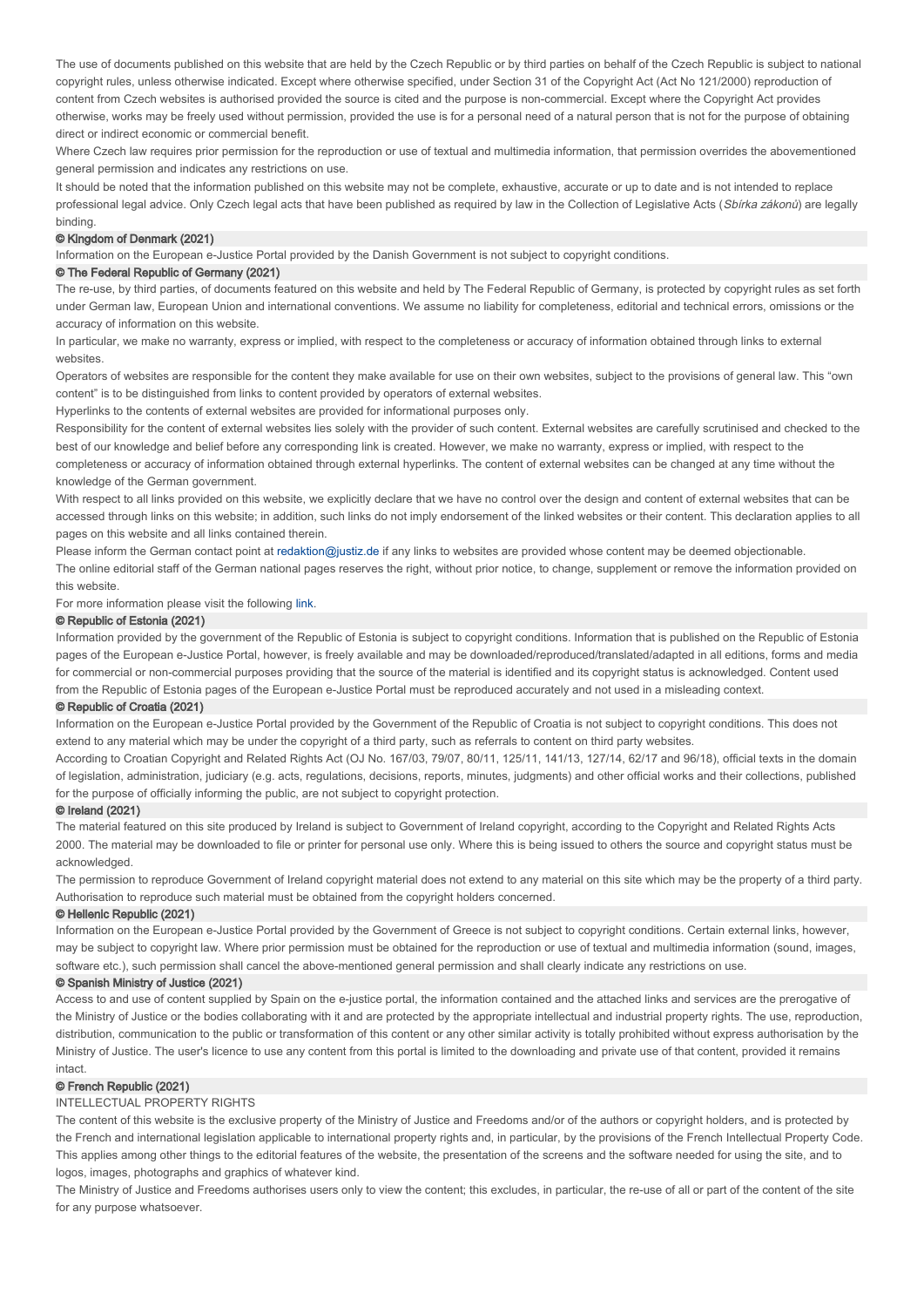The use of documents published on this website that are held by the Czech Republic or by third parties on behalf of the Czech Republic is subject to national copyright rules, unless otherwise indicated. Except where otherwise specified, under Section 31 of the Copyright Act (Act No 121/2000) reproduction of content from Czech websites is authorised provided the source is cited and the purpose is non-commercial. Except where the Copyright Act provides otherwise, works may be freely used without permission, provided the use is for a personal need of a natural person that is not for the purpose of obtaining direct or indirect economic or commercial benefit.

Where Czech law requires prior permission for the reproduction or use of textual and multimedia information, that permission overrides the abovementioned general permission and indicates any restrictions on use.

It should be noted that the information published on this website may not be complete, exhaustive, accurate or up to date and is not intended to replace professional legal advice. Only Czech legal acts that have been published as required by law in the Collection of Legislative Acts (*Sbírka zákonů*) are legally binding.

### © Kingdom of Denmark (2021)

Information on the European e-Justice Portal provided by the Danish Government is not subject to copyright conditions.

### © The Federal Republic of Germany (2021)

The re-use, by third parties, of documents featured on this website and held by The Federal Republic of Germany, is protected by copyright rules as set forth under German law, European Union and international conventions. We assume no liability for completeness, editorial and technical errors, omissions or the accuracy of information on this website.

In particular, we make no warranty, express or implied, with respect to the completeness or accuracy of information obtained through links to external websites.

Operators of websites are responsible for the content they make available for use on their own websites, subject to the provisions of general law. This "own content" is to be distinguished from links to content provided by operators of external websites.

Hyperlinks to the contents of external websites are provided for informational purposes only.

Responsibility for the content of external websites lies solely with the provider of such content. External websites are carefully scrutinised and checked to the best of our knowledge and belief before any corresponding link is created. However, we make no warranty, express or implied, with respect to the completeness or accuracy of information obtained through external hyperlinks. The content of external websites can be changed at any time without the knowledge of the German government.

With respect to all links provided on this website, we explicitly declare that we have no control over the design and content of external websites that can be accessed through links on this website; in addition, such links do not imply endorsement of the linked websites or their content. This declaration applies to all pages on this website and all links contained therein.

Please inform the German contact point at redaktion@justiz.de if any links to websites are provided whose content may be deemed objectionable.

The online editorial staff of the German national pages reserves the right, without prior notice, to change, supplement or remove the information provided on this website.

For more information please visit the following link.

### © Republic of Estonia (2021)

Information provided by the government of the Republic of Estonia is subject to copyright conditions. Information that is published on the Republic of Estonia pages of the European e-Justice Portal, however, is freely available and may be downloaded/reproduced/translated/adapted in all editions, forms and media for commercial or non-commercial purposes providing that the source of the material is identified and its copyright status is acknowledged. Content used from the Republic of Estonia pages of the European e-Justice Portal must be reproduced accurately and not used in a misleading context.

### © Republic of Croatia (2021)

Information on the European e-Justice Portal provided by the Government of the Republic of Croatia is not subject to copyright conditions. This does not extend to any material which may be under the copyright of a third party, such as referrals to content on third party websites.

According to Croatian Copyright and Related Rights Act (OJ No. 167/03, 79/07, 80/11, 125/11, 141/13, 127/14, 62/17 and 96/18), official texts in the domain of legislation, administration, judiciary (e.g. acts, regulations, decisions, reports, minutes, judgments) and other official works and their collections, published for the purpose of officially informing the public, are not subject to copyright protection.

### © Ireland (2021)

The material featured on this site produced by Ireland is subject to Government of Ireland copyright, according to the Copyright and Related Rights Acts 2000. The material may be downloaded to file or printer for personal use only. Where this is being issued to others the source and copyright status must be acknowledged.

The permission to reproduce Government of Ireland copyright material does not extend to any material on this site which may be the property of a third party. Authorisation to reproduce such material must be obtained from the copyright holders concerned.

### © Hellenic Republic (2021)

Information on the European e-Justice Portal provided by the Government of Greece is not subject to copyright conditions. Certain external links, however, may be subject to copyright law. Where prior permission must be obtained for the reproduction or use of textual and multimedia information (sound, images, software etc.), such permission shall cancel the above-mentioned general permission and shall clearly indicate any restrictions on use.

### © Spanish Ministry of Justice (2021)

Access to and use of content supplied by Spain on the e-justice portal, the information contained and the attached links and services are the prerogative of the Ministry of Justice or the bodies collaborating with it and are protected by the appropriate intellectual and industrial property rights. The use, reproduction, distribution, communication to the public or transformation of this content or any other similar activity is totally prohibited without express authorisation by the Ministry of Justice. The user's licence to use any content from this portal is limited to the downloading and private use of that content, provided it remains intact.

### © French Republic (2021)

INTELLECTUAL PROPERTY RIGHTS

The content of this website is the exclusive property of the Ministry of Justice and Freedoms and/or of the authors or copyright holders, and is protected by the French and international legislation applicable to international property rights and, in particular, by the provisions of the French Intellectual Property Code. This applies among other things to the editorial features of the website, the presentation of the screens and the software needed for using the site, and to logos, images, photographs and graphics of whatever kind.

The Ministry of Justice and Freedoms authorises users only to view the content; this excludes, in particular, the re-use of all or part of the content of the site for any purpose whatsoever.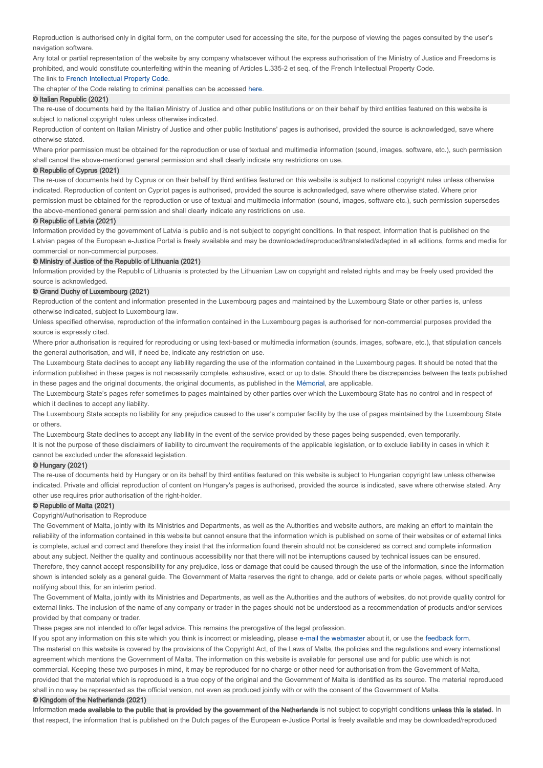Reproduction is authorised only in digital form, on the computer used for accessing the site, for the purpose of viewing the pages consulted by the user's navigation software.

Any total or partial representation of the website by any company whatsoever without the express authorisation of the Ministry of Justice and Freedoms is prohibited, and would constitute counterfeiting within the meaning of Articles L.335-2 et seq. of the French Intellectual Property Code.

The link to French Intellectual Property Code.

The chapter of the Code relating to criminal penalties can be accessed here.

**© Italian Republic (2021)**

The re-use of documents held by the Italian Ministry of Justice and other public Institutions or on their behalf by third entities featured on this website is subject to national copyright rules unless otherwise indicated.

Reproduction of content on Italian Ministry of Justice and other public Institutions' pages is authorised, provided the source is acknowledged, save where otherwise stated.

Where prior permission must be obtained for the reproduction or use of textual and multimedia information (sound, images, software, etc.), such permission shall cancel the above-mentioned general permission and shall clearly indicate any restrictions on use.

**© Republic of Cyprus (2021)**

The re-use of documents held by Cyprus or on their behalf by third entities featured on this website is subject to national copyright rules unless otherwise indicated. Reproduction of content on Cypriot pages is authorised, provided the source is acknowledged, save where otherwise stated. Where prior permission must be obtained for the reproduction or use of textual and multimedia information (sound, images, software etc.), such permission supersedes the above-mentioned general permission and shall clearly indicate any restrictions on use.

**© Republic of Latvia (2021)**

Information provided by the government of Latvia is public and is not subject to copyright conditions. In that respect, information that is published on the Latvian pages of the European e-Justice Portal is freely available and may be downloaded/reproduced/translated/adapted in all editions, forms and media for commercial or non-commercial purposes.

**© Ministry of Justice of the Republic of Lithuania (2021)**

Information provided by the Republic of Lithuania is protected by the Lithuanian Law on copyright and related rights and may be freely used provided the source is acknowledged.

**© Grand Duchy of Luxembourg (2021)**

Reproduction of the content and information presented in the Luxembourg pages and maintained by the Luxembourg State or other parties is, unless otherwise indicated, subject to Luxembourg law.

Unless specified otherwise, reproduction of the information contained in the Luxembourg pages is authorised for non-commercial purposes provided the source is expressly cited.

Where prior authorisation is required for reproducing or using text-based or multimedia information (sounds, images, software, etc.), that stipulation cancels the general authorisation, and will, if need be, indicate any restriction on use.

The Luxembourg State declines to accept any liability regarding the use of the information contained in the Luxembourg pages. It should be noted that the information published in these pages is not necessarily complete, exhaustive, exact or up to date. Should there be discrepancies between the texts published in these pages and the original documents, the original documents, as published in the Mémorial, are applicable.

The Luxembourg State's pages refer sometimes to pages maintained by other parties over which the Luxembourg State has no control and in respect of which it declines to accept any liability.

The Luxembourg State accepts no liability for any prejudice caused to the user's computer facility by the use of pages maintained by the Luxembourg State or others.

The Luxembourg State declines to accept any liability in the event of the service provided by these pages being suspended, even temporarily.

It is not the purpose of these disclaimers of liability to circumvent the requirements of the applicable legislation, or to exclude liability in cases in which it cannot be excluded under the aforesaid legislation.

**© Hungary (2021)**

The re-use of documents held by Hungary or on its behalf by third entities featured on this website is subject to Hungarian copyright law unless otherwise indicated. Private and official reproduction of content on Hungary's pages is authorised, provided the source is indicated, save where otherwise stated. Any other use requires prior authorisation of the right-holder.

**© Republic of Malta (2021)**

Copyright/Authorisation to Reproduce

The Government of Malta, jointly with its Ministries and Departments, as well as the Authorities and website authors, are making an effort to maintain the reliability of the information contained in this website but cannot ensure that the information which is published on some of their websites or of external links is complete, actual and correct and therefore they insist that the information found therein should not be considered as correct and complete information about any subject. Neither the quality and continuous accessibility nor that there will not be interruptions caused by technical issues can be ensured. Therefore, they cannot accept responsibility for any prejudice, loss or damage that could be caused through the use of the information, since the information shown is intended solely as a general guide. The Government of Malta reserves the right to change, add or delete parts or whole pages, without specifically notifying about this, for an interim period.

The Government of Malta, jointly with its Ministries and Departments, as well as the Authorities and the authors of websites, do not provide quality control for external links. The inclusion of the name of any company or trader in the pages should not be understood as a recommendation of products and/or services provided by that company or trader.

These pages are not intended to offer legal advice. This remains the prerogative of the legal profession.

If you spot any information on this site which you think is incorrect or misleading, please e-mail the webmaster about it, or use the feedback form.

The material on this website is covered by the provisions of the Copyright Act, of the Laws of Malta, the policies and the regulations and every international agreement which mentions the Government of Malta. The information on this website is available for personal use and for public use which is not commercial. Keeping these two purposes in mind, it may be reproduced for no charge or other need for authorisation from the Government of Malta, provided that the material which is reproduced is a true copy of the original and the Government of Malta is identified as its source. The material reproduced shall in no way be represented as the official version, not even as produced jointly with or with the consent of the Government of Malta.

**© Kingdom of the Netherlands (2021)**

Information **made available to the public that is provided by the government of the Netherlands** is not subject to copyright conditions **unless this is stated**. In that respect, the information that is published on the Dutch pages of the European e-Justice Portal is freely available and may be downloaded/reproduced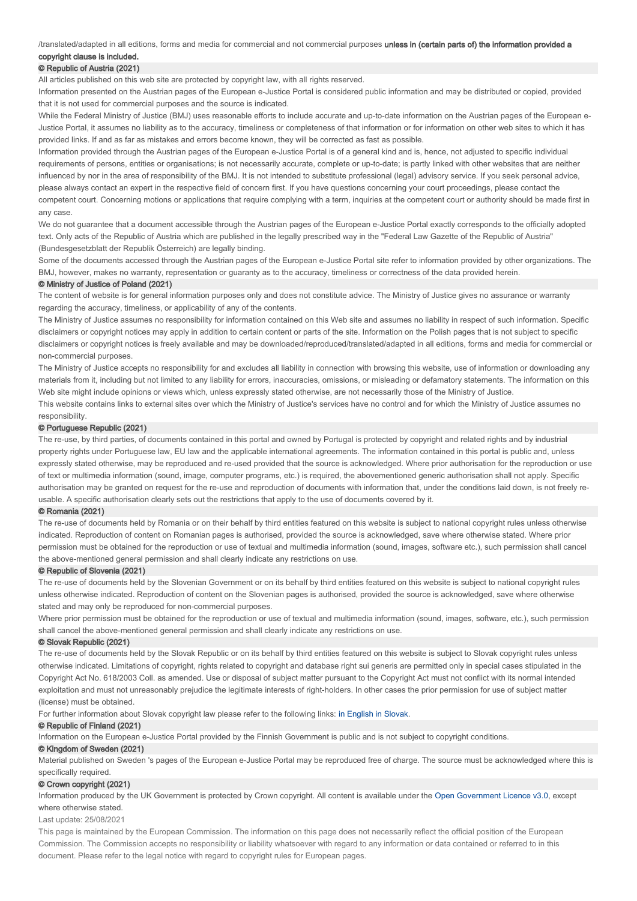/translated/adapted in all editions, forms and media for commercial and not commercial purposes **unless in (certain parts of) the information provided a copyright clause is included.**

**© Republic of Austria (2021)**

All articles published on this web site are protected by copyright law, with all rights reserved.

Information presented on the Austrian pages of the European e-Justice Portal is considered public information and may be distributed or copied, provided that it is not used for commercial purposes and the source is indicated.

While the Federal Ministry of Justice (BMJ) uses reasonable efforts to include accurate and up-to-date information on the Austrian pages of the European e-Justice Portal, it assumes no liability as to the accuracy, timeliness or completeness of that information or for information on other web sites to which it has provided links. If and as far as mistakes and errors become known, they will be corrected as fast as possible.

Information provided through the Austrian pages of the European e-Justice Portal is of a general kind and is, hence, not adjusted to specific individual requirements of persons, entities or organisations; is not necessarily accurate, complete or up-to-date; is partly linked with other websites that are neither influenced by nor in the area of responsibility of the BMJ. It is not intended to substitute professional (legal) advisory service. If you seek personal advice, please always contact an expert in the respective field of concern first. If you have questions concerning your court proceedings, please contact the competent court. Concerning motions or applications that require complying with a term, inquiries at the competent court or authority should be made first in any case.

We do not guarantee that a document accessible through the Austrian pages of the European e-Justice Portal exactly corresponds to the officially adopted text. Only acts of the Republic of Austria which are published in the legally prescribed way in the "Federal Law Gazette of the Republic of Austria" (Bundesgesetzblatt der Republik Österreich) are legally binding.

Some of the documents accessed through the Austrian pages of the European e-Justice Portal site refer to information provided by other organizations. The BMJ, however, makes no warranty, representation or guaranty as to the accuracy, timeliness or correctness of the data provided herein.

**© Ministry of Justice of Poland (2021)**

The content of website is for general information purposes only and does not constitute advice. The Ministry of Justice gives no assurance or warranty regarding the accuracy, timeliness, or applicability of any of the contents.

The Ministry of Justice assumes no responsibility for information contained on this Web site and assumes no liability in respect of such information. Specific disclaimers or copyright notices may apply in addition to certain content or parts of the site. Information on the Polish pages that is not subject to specific disclaimers or copyright notices is freely available and may be downloaded/reproduced/translated/adapted in all editions, forms and media for commercial or non-commercial purposes.

The Ministry of Justice accepts no responsibility for and excludes all liability in connection with browsing this website, use of information or downloading any materials from it, including but not limited to any liability for errors, inaccuracies, omissions, or misleading or defamatory statements. The information on this Web site might include opinions or views which, unless expressly stated otherwise, are not necessarily those of the Ministry of Justice.

This website contains links to external sites over which the Ministry of Justice's services have no control and for which the Ministry of Justice assumes no responsibility.

**© Portuguese Republic (2021)**

The re-use, by third parties, of documents contained in this portal and owned by Portugal is protected by copyright and related rights and by industrial property rights under Portuguese law, EU law and the applicable international agreements. The information contained in this portal is public and, unless expressly stated otherwise, may be reproduced and re-used provided that the source is acknowledged. Where prior authorisation for the reproduction or use of text or multimedia information (sound, image, computer programs, etc.) is required, the abovementioned generic authorisation shall not apply. Specific authorisation may be granted on request for the re-use and reproduction of documents with information that, under the conditions laid down, is not freely re-usable. A specific authorisation clearly sets out the restrictions that apply to the use of documents covered by it.

**© Romania (2021)**

The re-use of documents held by Romania or on their behalf by third entities featured on this website is subject to national copyright rules unless otherwise indicated. Reproduction of content on Romanian pages is authorised, provided the source is acknowledged, save where otherwise stated. Where prior permission must be obtained for the reproduction or use of textual and multimedia information (sound, images, software etc.), such permission shall cancel the above-mentioned general permission and shall clearly indicate any restrictions on use.

**© Republic of Slovenia (2021)**

The re-use of documents held by the Slovenian Government or on its behalf by third entities featured on this website is subject to national copyright rules unless otherwise indicated. Reproduction of content on the Slovenian pages is authorised, provided the source is acknowledged, save where otherwise stated and may only be reproduced for non-commercial purposes.

Where prior permission must be obtained for the reproduction or use of textual and multimedia information (sound, images, software, etc.), such permission shall cancel the above-mentioned general permission and shall clearly indicate any restrictions on use.

**© Slovak Republic (2021)**

The re-use of documents held by the Slovak Republic or on its behalf by third entities featured on this website is subject to Slovak copyright rules unless otherwise indicated. Limitations of copyright, rights related to copyright and database right sui generis are permitted only in special cases stipulated in the Copyright Act No. 618/2003 Coll. as amended. Use or disposal of subject matter pursuant to the Copyright Act must not conflict with its normal intended exploitation and must not unreasonably prejudice the legitimate interests of right-holders. In other cases the prior permission for use of subject matter (license) must be obtained.

For further information about Slovak copyright law please refer to the following links: in English in Slovak.

**© Republic of Finland (2021)**

Information on the European e-Justice Portal provided by the Finnish Government is public and is not subject to copyright conditions.

**© Kingdom of Sweden (2021)**

Material published on Sweden 's pages of the European e-Justice Portal may be reproduced free of charge. The source must be acknowledged where this is specifically required.

**© Crown copyright (2021)**

Information produced by the UK Government is protected by Crown copyright. All content is available under the Open Government Licence v3.0, except where otherwise stated.

Last update: 25/08/2021

This page is maintained by the European Commission. The information on this page does not necessarily reflect the official position of the European Commission. The Commission accepts no responsibility or liability whatsoever with regard to any information or data contained or referred to in this document. Please refer to the legal notice with regard to copyright rules for European pages.